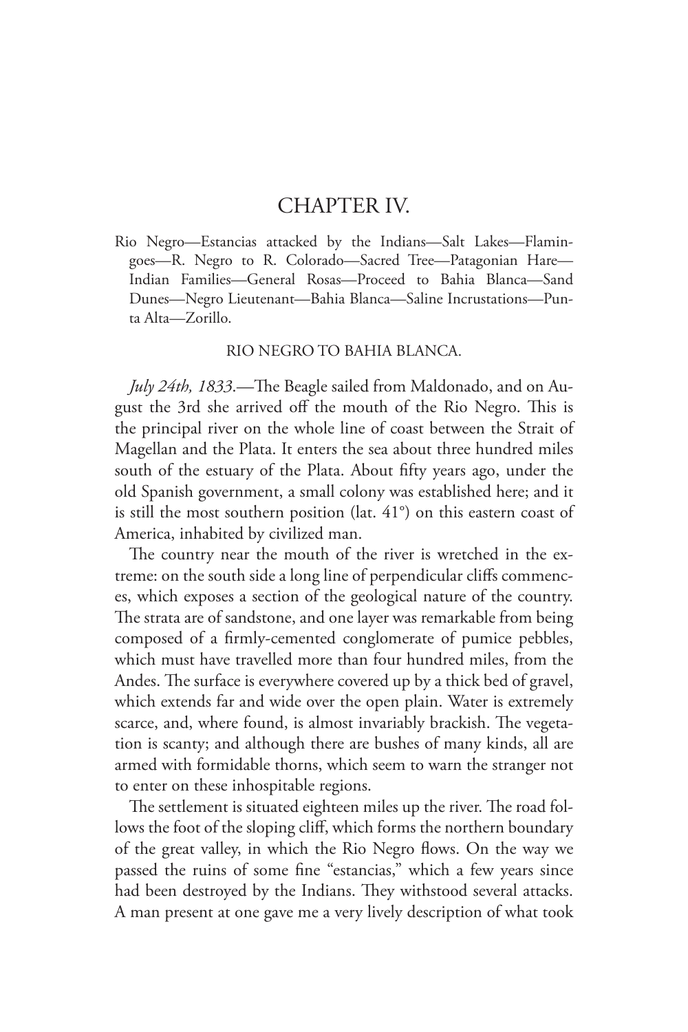# CHAPTER IV.

Rio Negro—Estancias attacked by the Indians—Salt Lakes—Flamingoes—R. Negro to R. Colorado—Sacred Tree—Patagonian Hare—Indian Families—General Rosas—Proceed to Bahia Blanca—Sand Dunes—Negro Lieutenant—Bahia Blanca—Saline Incrustations—Punta Alta—Zorillo.

## RIO NEGRO TO BAHIA BLANCA.

*July 24th, 1833*.—The Beagle sailed from Maldonado, and on August the 3rd she arrived off the mouth of the Rio Negro. This is the principal river on the whole line of coast between the Strait of Magellan and the Plata. It enters the sea about three hundred miles south of the estuary of the Plata. About fifty years ago, under the old Spanish government, a small colony was established here; and it is still the most southern position (lat. 41°) on this eastern coast of America, inhabited by civilized man.

The country near the mouth of the river is wretched in the extreme: on the south side a long line of perpendicular cliffs commences, which exposes a section of the geological nature of the country. The strata are of sandstone, and one layer was remarkable from being composed of a firmly-cemented conglomerate of pumice pebbles, which must have travelled more than four hundred miles, from the Andes. The surface is everywhere covered up by a thick bed of gravel, which extends far and wide over the open plain. Water is extremely scarce, and, where found, is almost invariably brackish. The vegetation is scanty; and although there are bushes of many kinds, all are armed with formidable thorns, which seem to warn the stranger not to enter on these inhospitable regions.

The settlement is situated eighteen miles up the river. The road follows the foot of the sloping cliff, which forms the northern boundary of the great valley, in which the Rio Negro flows. On the way we passed the ruins of some fine "estancias," which a few years since had been destroyed by the Indians. They withstood several attacks. A man present at one gave me a very lively description of what took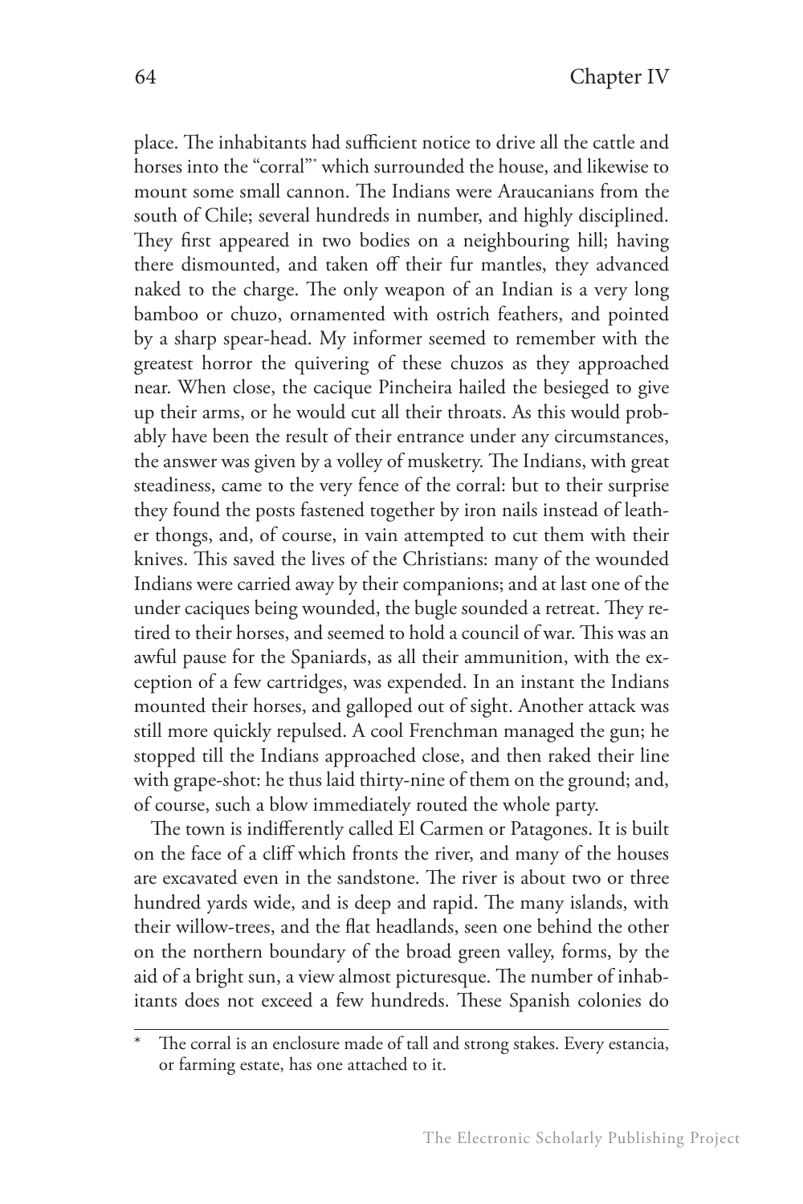place. The inhabitants had sufficient notice to drive all the cattle and horses into the "corral"* which surrounded the house, and likewise to mount some small cannon. The Indians were Araucanians from the south of Chile; several hundreds in number, and highly disciplined. They first appeared in two bodies on a neighbouring hill; having there dismounted, and taken off their fur mantles, they advanced naked to the charge. The only weapon of an Indian is a very long bamboo or chuzo, ornamented with ostrich feathers, and pointed by a sharp spear-head. My informer seemed to remember with the greatest horror the quivering of these chuzos as they approached near. When close, the cacique Pincheira hailed the besieged to give up their arms, or he would cut all their throats. As this would probably have been the result of their entrance under any circumstances, the answer was given by a volley of musketry. The Indians, with great steadiness, came to the very fence of the corral: but to their surprise they found the posts fastened together by iron nails instead of leather thongs, and, of course, in vain attempted to cut them with their knives. This saved the lives of the Christians: many of the wounded Indians were carried away by their companions; and at last one of the under caciques being wounded, the bugle sounded a retreat. They retired to their horses, and seemed to hold a council of war. This was an awful pause for the Spaniards, as all their ammunition, with the exception of a few cartridges, was expended. In an instant the Indians mounted their horses, and galloped out of sight. Another attack was still more quickly repulsed. A cool Frenchman managed the gun; he stopped till the Indians approached close, and then raked their line with grape-shot: he thus laid thirty-nine of them on the ground; and, of course, such a blow immediately routed the whole party.

The town is indifferently called El Carmen or Patagones. It is built on the face of a cliff which fronts the river, and many of the houses are excavated even in the sandstone. The river is about two or three hundred yards wide, and is deep and rapid. The many islands, with their willow-trees, and the flat headlands, seen one behind the other on the northern boundary of the broad green valley, forms, by the aid of a bright sun, a view almost picturesque. The number of inhabitants does not exceed a few hundreds. These Spanish colonies do

---

* The corral is an enclosure made of tall and strong stakes. Every estancia, or farming estate, has one attached to it.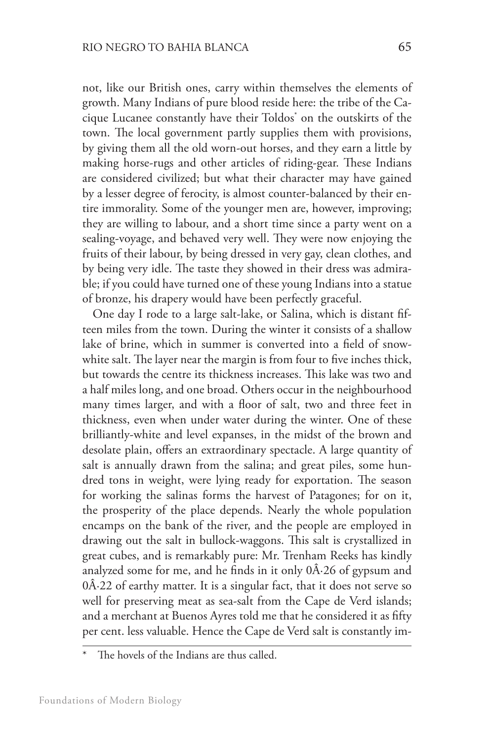not, like our British ones, carry within themselves the elements of growth. Many Indians of pure blood reside here: the tribe of the Cacique Lucanee constantly have their Toldos* on the outskirts of the town. The local government partly supplies them with provisions, by giving them all the old worn-out horses, and they earn a little by making horse-rugs and other articles of riding-gear. These Indians are considered civilized; but what their character may have gained by a lesser degree of ferocity, is almost counter-balanced by their entire immorality. Some of the younger men are, however, improving; they are willing to labour, and a short time since a party went on a sealing-voyage, and behaved very well. They were now enjoying the fruits of their labour, by being dressed in very gay, clean clothes, and by being very idle. The taste they showed in their dress was admirable; if you could have turned one of these young Indians into a statue of bronze, his drapery would have been perfectly graceful.

One day I rode to a large salt-lake, or Salina, which is distant fifteen miles from the town. During the winter it consists of a shallow lake of brine, which in summer is converted into a field of snow-white salt. The layer near the margin is from four to five inches thick, but towards the centre its thickness increases. This lake was two and a half miles long, and one broad. Others occur in the neighbourhood many times larger, and with a floor of salt, two and three feet in thickness, even when under water during the winter. One of these brilliantly-white and level expanses, in the midst of the brown and desolate plain, offers an extraordinary spectacle. A large quantity of salt is annually drawn from the salina; and great piles, some hundred tons in weight, were lying ready for exportation. The season for working the salinas forms the harvest of Patagones; for on it, the prosperity of the place depends. Nearly the whole population encamps on the bank of the river, and the people are employed in drawing out the salt in bullock-waggons. This salt is crystallized in great cubes, and is remarkably pure: Mr. Trenham Reeks has kindly analyzed some for me, and he finds in it only 0Â·26 of gypsum and 0Â·22 of earthy matter. It is a singular fact, that it does not serve so well for preserving meat as sea-salt from the Cape de Verd islands; and a merchant at Buenos Ayres told me that he considered it as fifty per cent. less valuable. Hence the Cape de Verd salt is constantly im-

\* The hovels of the Indians are thus called.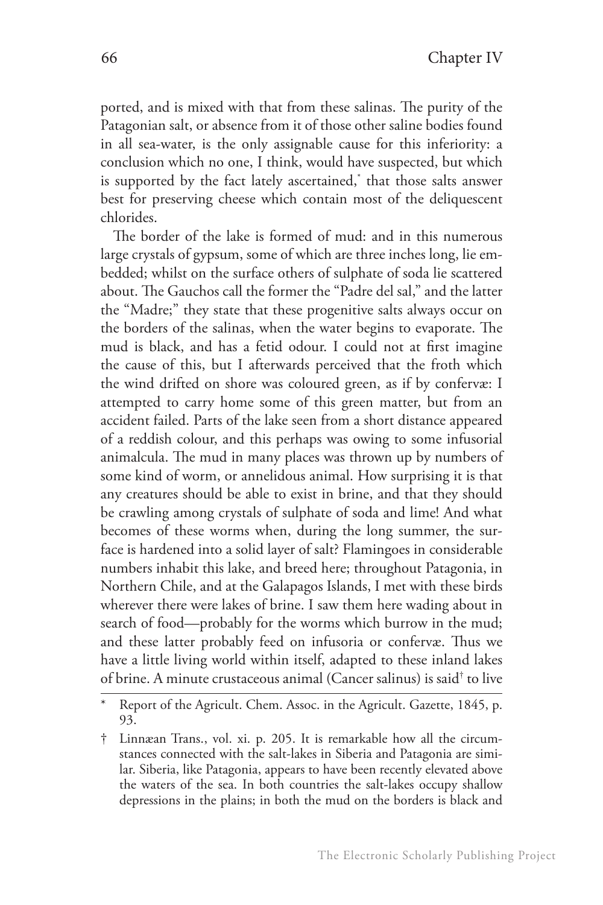ported, and is mixed with that from these salinas. The purity of the Patagonian salt, or absence from it of those other saline bodies found in all sea-water, is the only assignable cause for this inferiority: a conclusion which no one, I think, would have suspected, but which is supported by the fact lately ascertained,* that those salts answer best for preserving cheese which contain most of the deliquescent chlorides.

The border of the lake is formed of mud: and in this numerous large crystals of gypsum, some of which are three inches long, lie embedded; whilst on the surface others of sulphate of soda lie scattered about. The Gauchos call the former the "Padre del sal," and the latter the "Madre;" they state that these progenitive salts always occur on the borders of the salinas, when the water begins to evaporate. The mud is black, and has a fetid odour. I could not at first imagine the cause of this, but I afterwards perceived that the froth which the wind drifted on shore was coloured green, as if by confervæ: I attempted to carry home some of this green matter, but from an accident failed. Parts of the lake seen from a short distance appeared of a reddish colour, and this perhaps was owing to some infusorial animalcula. The mud in many places was thrown up by numbers of some kind of worm, or annelidous animal. How surprising it is that any creatures should be able to exist in brine, and that they should be crawling among crystals of sulphate of soda and lime! And what becomes of these worms when, during the long summer, the surface is hardened into a solid layer of salt? Flamingoes in considerable numbers inhabit this lake, and breed here; throughout Patagonia, in Northern Chile, and at the Galapagos Islands, I met with these birds wherever there were lakes of brine. I saw them here wading about in search of food—probably for the worms which burrow in the mud; and these latter probably feed on infusoria or confervæ. Thus we have a little living world within itself, adapted to these inland lakes of brine. A minute crustaceous animal (Cancer salinus) is said† to live

---

\* Report of the Agricult. Chem. Assoc. in the Agricult. Gazette, 1845, p. 93.

† Linnæan Trans., vol. xi. p. 205. It is remarkable how all the circumstances connected with the salt-lakes in Siberia and Patagonia are similar. Siberia, like Patagonia, appears to have been recently elevated above the waters of the sea. In both countries the salt-lakes occupy shallow depressions in the plains; in both the mud on the borders is black and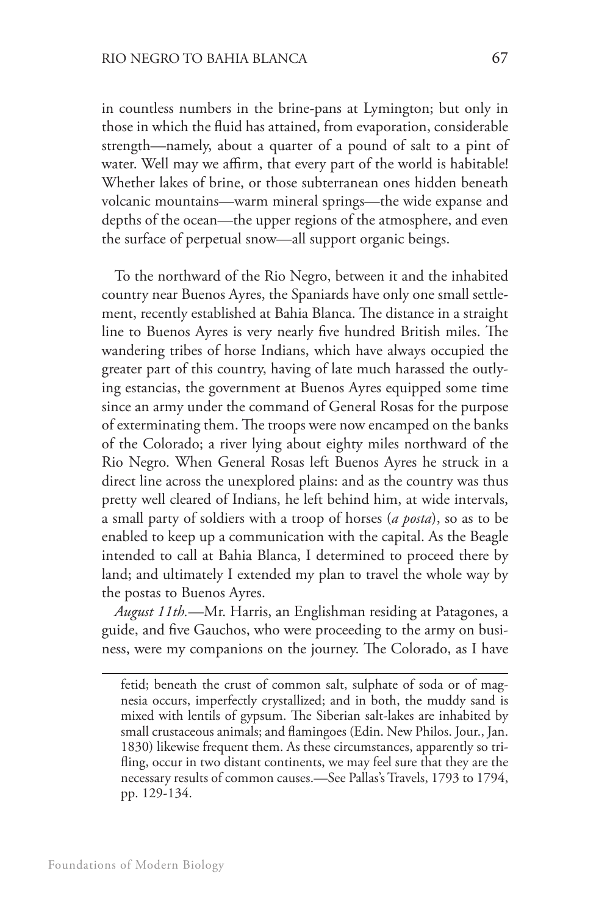in countless numbers in the brine-pans at Lymington; but only in those in which the fluid has attained, from evaporation, considerable strength—namely, about a quarter of a pound of salt to a pint of water. Well may we affirm, that every part of the world is habitable! Whether lakes of brine, or those subterranean ones hidden beneath volcanic mountains—warm mineral springs—the wide expanse and depths of the ocean—the upper regions of the atmosphere, and even the surface of perpetual snow—all support organic beings.

To the northward of the Rio Negro, between it and the inhabited country near Buenos Ayres, the Spaniards have only one small settlement, recently established at Bahia Blanca. The distance in a straight line to Buenos Ayres is very nearly five hundred British miles. The wandering tribes of horse Indians, which have always occupied the greater part of this country, having of late much harassed the outlying estancias, the government at Buenos Ayres equipped some time since an army under the command of General Rosas for the purpose of exterminating them. The troops were now encamped on the banks of the Colorado; a river lying about eighty miles northward of the Rio Negro. When General Rosas left Buenos Ayres he struck in a direct line across the unexplored plains: and as the country was thus pretty well cleared of Indians, he left behind him, at wide intervals, a small party of soldiers with a troop of horses (*a posta*), so as to be enabled to keep up a communication with the capital. As the Beagle intended to call at Bahia Blanca, I determined to proceed there by land; and ultimately I extended my plan to travel the whole way by the postas to Buenos Ayres.

*August 11th.*—Mr. Harris, an Englishman residing at Patagones, a guide, and five Gauchos, who were proceeding to the army on business, were my companions on the journey. The Colorado, as I have

---

fetid; beneath the crust of common salt, sulphate of soda or of magnesia occurs, imperfectly crystallized; and in both, the muddy sand is mixed with lentils of gypsum. The Siberian salt-lakes are inhabited by small crustaceous animals; and flamingoes (Edin. New Philos. Jour., Jan. 1830) likewise frequent them. As these circumstances, apparently so trifling, occur in two distant continents, we may feel sure that they are the necessary results of common causes.—See Pallas's Travels, 1793 to 1794, pp. 129-134.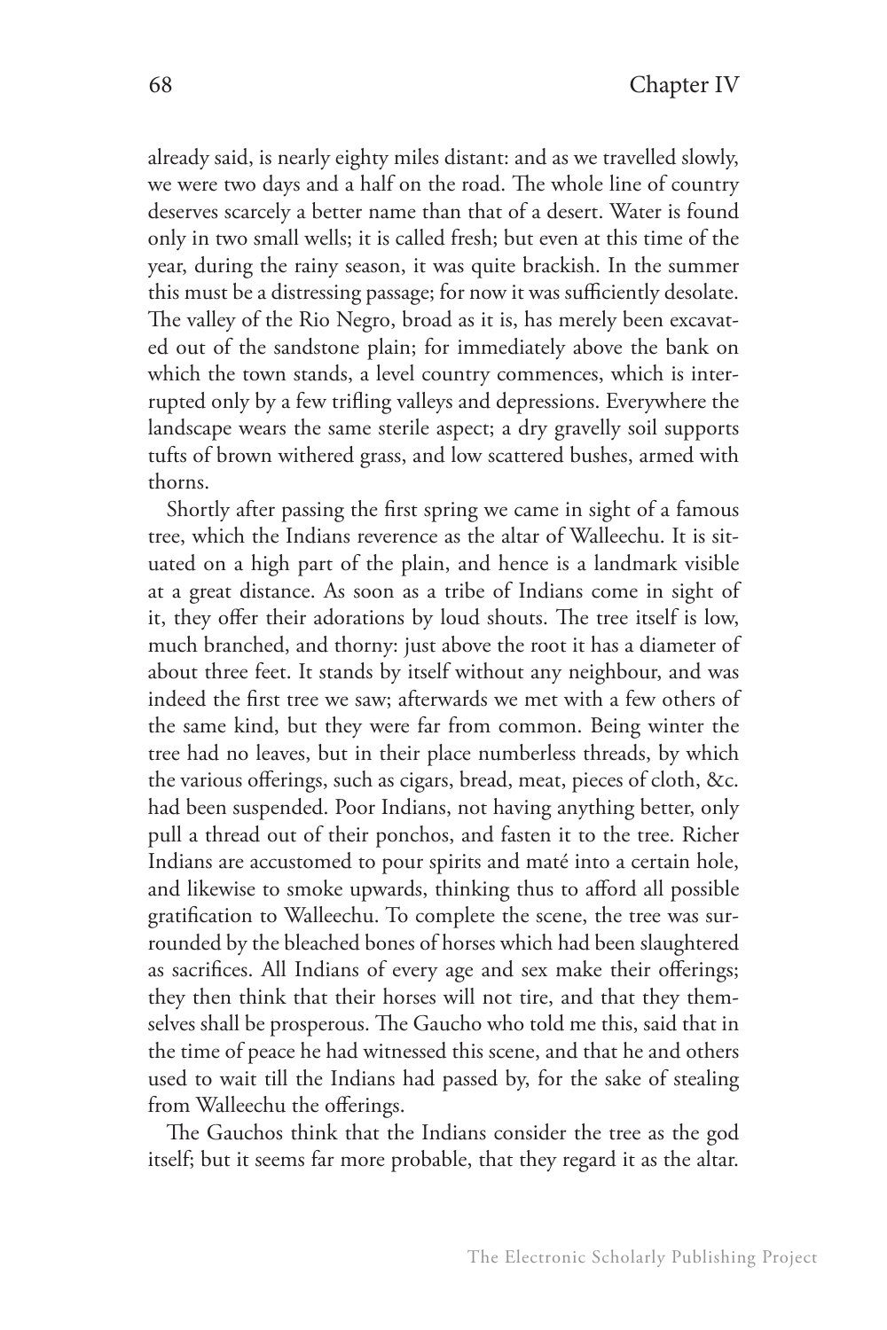already said, is nearly eighty miles distant: and as we travelled slowly, we were two days and a half on the road. The whole line of country deserves scarcely a better name than that of a desert. Water is found only in two small wells; it is called fresh; but even at this time of the year, during the rainy season, it was quite brackish. In the summer this must be a distressing passage; for now it was sufficiently desolate. The valley of the Rio Negro, broad as it is, has merely been excavated out of the sandstone plain; for immediately above the bank on which the town stands, a level country commences, which is interrupted only by a few trifling valleys and depressions. Everywhere the landscape wears the same sterile aspect; a dry gravelly soil supports tufts of brown withered grass, and low scattered bushes, armed with thorns.

Shortly after passing the first spring we came in sight of a famous tree, which the Indians reverence as the altar of Walleechu. It is situated on a high part of the plain, and hence is a landmark visible at a great distance. As soon as a tribe of Indians come in sight of it, they offer their adorations by loud shouts. The tree itself is low, much branched, and thorny: just above the root it has a diameter of about three feet. It stands by itself without any neighbour, and was indeed the first tree we saw; afterwards we met with a few others of the same kind, but they were far from common. Being winter the tree had no leaves, but in their place numberless threads, by which the various offerings, such as cigars, bread, meat, pieces of cloth, &c. had been suspended. Poor Indians, not having anything better, only pull a thread out of their ponchos, and fasten it to the tree. Richer Indians are accustomed to pour spirits and maté into a certain hole, and likewise to smoke upwards, thinking thus to afford all possible gratification to Walleechu. To complete the scene, the tree was surrounded by the bleached bones of horses which had been slaughtered as sacrifices. All Indians of every age and sex make their offerings; they then think that their horses will not tire, and that they themselves shall be prosperous. The Gaucho who told me this, said that in the time of peace he had witnessed this scene, and that he and others used to wait till the Indians had passed by, for the sake of stealing from Walleechu the offerings.

The Gauchos think that the Indians consider the tree as the god itself; but it seems far more probable, that they regard it as the altar.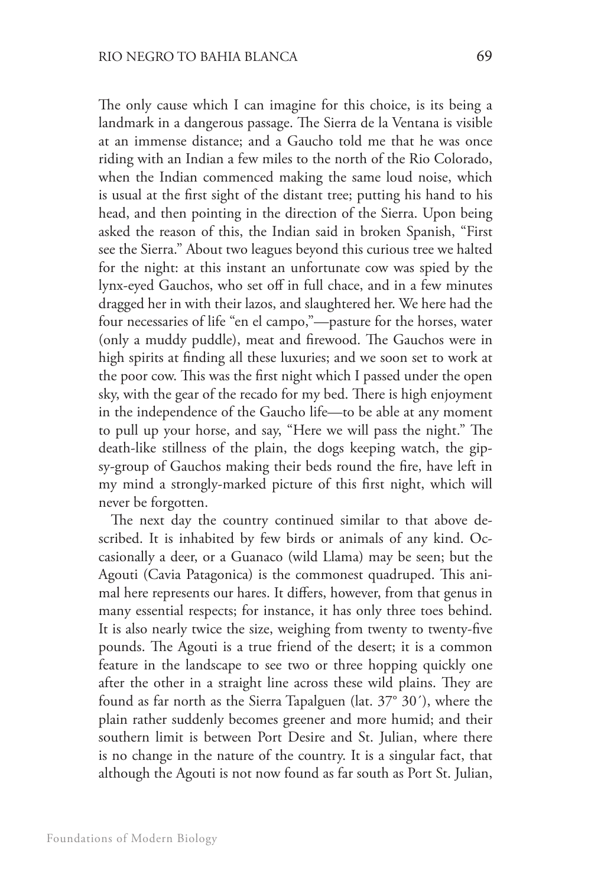The only cause which I can imagine for this choice, is its being a landmark in a dangerous passage. The Sierra de la Ventana is visible at an immense distance; and a Gaucho told me that he was once riding with an Indian a few miles to the north of the Rio Colorado, when the Indian commenced making the same loud noise, which is usual at the first sight of the distant tree; putting his hand to his head, and then pointing in the direction of the Sierra. Upon being asked the reason of this, the Indian said in broken Spanish, "First see the Sierra." About two leagues beyond this curious tree we halted for the night: at this instant an unfortunate cow was spied by the lynx-eyed Gauchos, who set off in full chace, and in a few minutes dragged her in with their lazos, and slaughtered her. We here had the four necessaries of life "en el campo,"—pasture for the horses, water (only a muddy puddle), meat and firewood. The Gauchos were in high spirits at finding all these luxuries; and we soon set to work at the poor cow. This was the first night which I passed under the open sky, with the gear of the recado for my bed. There is high enjoyment in the independence of the Gaucho life—to be able at any moment to pull up your horse, and say, "Here we will pass the night." The death-like stillness of the plain, the dogs keeping watch, the gipsy-group of Gauchos making their beds round the fire, have left in my mind a strongly-marked picture of this first night, which will never be forgotten.

The next day the country continued similar to that above described. It is inhabited by few birds or animals of any kind. Occasionally a deer, or a Guanaco (wild Llama) may be seen; but the Agouti (Cavia Patagonica) is the commonest quadruped. This animal here represents our hares. It differs, however, from that genus in many essential respects; for instance, it has only three toes behind. It is also nearly twice the size, weighing from twenty to twenty-five pounds. The Agouti is a true friend of the desert; it is a common feature in the landscape to see two or three hopping quickly one after the other in a straight line across these wild plains. They are found as far north as the Sierra Tapalguen (lat. 37° 30′), where the plain rather suddenly becomes greener and more humid; and their southern limit is between Port Desire and St. Julian, where there is no change in the nature of the country. It is a singular fact, that although the Agouti is not now found as far south as Port St. Julian,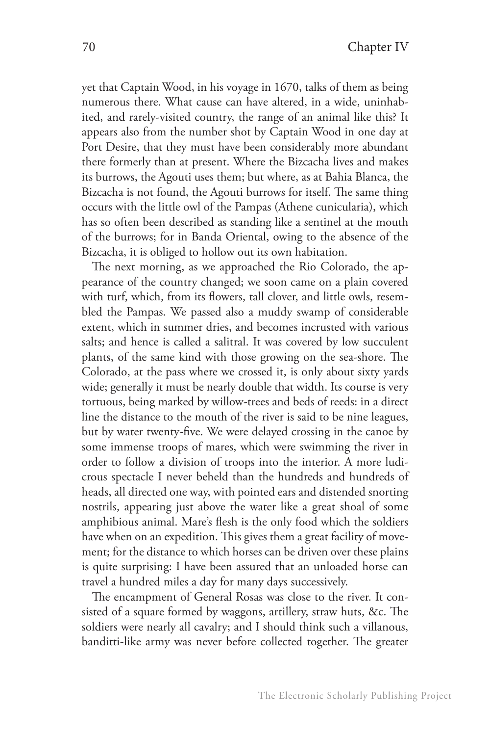yet that Captain Wood, in his voyage in 1670, talks of them as being numerous there. What cause can have altered, in a wide, uninhabited, and rarely-visited country, the range of an animal like this? It appears also from the number shot by Captain Wood in one day at Port Desire, that they must have been considerably more abundant there formerly than at present. Where the Bizcacha lives and makes its burrows, the Agouti uses them; but where, as at Bahia Blanca, the Bizcacha is not found, the Agouti burrows for itself. The same thing occurs with the little owl of the Pampas (Athene cunicularia), which has so often been described as standing like a sentinel at the mouth of the burrows; for in Banda Oriental, owing to the absence of the Bizcacha, it is obliged to hollow out its own habitation.

The next morning, as we approached the Rio Colorado, the appearance of the country changed; we soon came on a plain covered with turf, which, from its flowers, tall clover, and little owls, resembled the Pampas. We passed also a muddy swamp of considerable extent, which in summer dries, and becomes incrusted with various salts; and hence is called a salitral. It was covered by low succulent plants, of the same kind with those growing on the sea-shore. The Colorado, at the pass where we crossed it, is only about sixty yards wide; generally it must be nearly double that width. Its course is very tortuous, being marked by willow-trees and beds of reeds: in a direct line the distance to the mouth of the river is said to be nine leagues, but by water twenty-five. We were delayed crossing in the canoe by some immense troops of mares, which were swimming the river in order to follow a division of troops into the interior. A more ludicrous spectacle I never beheld than the hundreds and hundreds of heads, all directed one way, with pointed ears and distended snorting nostrils, appearing just above the water like a great shoal of some amphibious animal. Mare's flesh is the only food which the soldiers have when on an expedition. This gives them a great facility of movement; for the distance to which horses can be driven over these plains is quite surprising: I have been assured that an unloaded horse can travel a hundred miles a day for many days successively.

The encampment of General Rosas was close to the river. It consisted of a square formed by waggons, artillery, straw huts, &c. The soldiers were nearly all cavalry; and I should think such a villanous, banditti-like army was never before collected together. The greater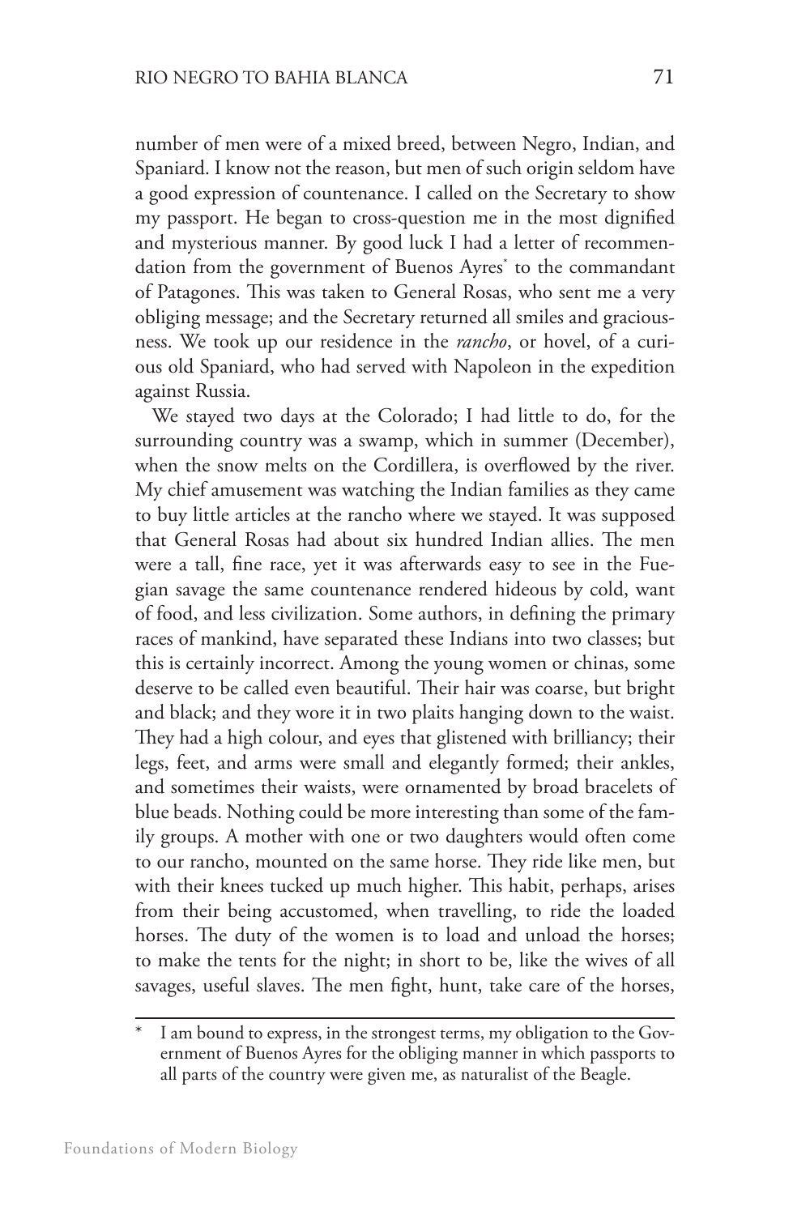number of men were of a mixed breed, between Negro, Indian, and Spaniard. I know not the reason, but men of such origin seldom have a good expression of countenance. I called on the Secretary to show my passport. He began to cross-question me in the most dignified and mysterious manner. By good luck I had a letter of recommendation from the government of Buenos Ayres* to the commandant of Patagones. This was taken to General Rosas, who sent me a very obliging message; and the Secretary returned all smiles and graciousness. We took up our residence in the *rancho*, or hovel, of a curious old Spaniard, who had served with Napoleon in the expedition against Russia.

We stayed two days at the Colorado; I had little to do, for the surrounding country was a swamp, which in summer (December), when the snow melts on the Cordillera, is overflowed by the river. My chief amusement was watching the Indian families as they came to buy little articles at the rancho where we stayed. It was supposed that General Rosas had about six hundred Indian allies. The men were a tall, fine race, yet it was afterwards easy to see in the Fuegian savage the same countenance rendered hideous by cold, want of food, and less civilization. Some authors, in defining the primary races of mankind, have separated these Indians into two classes; but this is certainly incorrect. Among the young women or chinas, some deserve to be called even beautiful. Their hair was coarse, but bright and black; and they wore it in two plaits hanging down to the waist. They had a high colour, and eyes that glistened with brilliancy; their legs, feet, and arms were small and elegantly formed; their ankles, and sometimes their waists, were ornamented by broad bracelets of blue beads. Nothing could be more interesting than some of the family groups. A mother with one or two daughters would often come to our rancho, mounted on the same horse. They ride like men, but with their knees tucked up much higher. This habit, perhaps, arises from their being accustomed, when travelling, to ride the loaded horses. The duty of the women is to load and unload the horses; to make the tents for the night; in short to be, like the wives of all savages, useful slaves. The men fight, hunt, take care of the horses,

---

* I am bound to express, in the strongest terms, my obligation to the Government of Buenos Ayres for the obliging manner in which passports to all parts of the country were given me, as naturalist of the Beagle.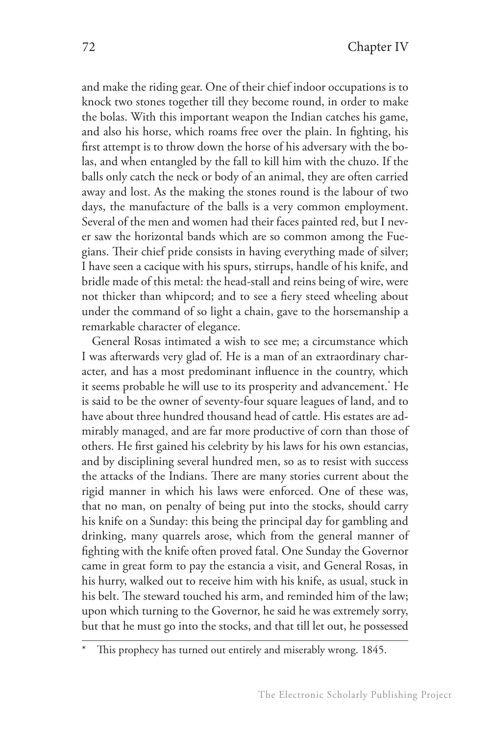and make the riding gear. One of their chief indoor occupations is to knock two stones together till they become round, in order to make the bolas. With this important weapon the Indian catches his game, and also his horse, which roams free over the plain. In fighting, his first attempt is to throw down the horse of his adversary with the bolas, and when entangled by the fall to kill him with the chuzo. If the balls only catch the neck or body of an animal, they are often carried away and lost. As the making the stones round is the labour of two days, the manufacture of the balls is a very common employment. Several of the men and women had their faces painted red, but I never saw the horizontal bands which are so common among the Fuegians. Their chief pride consists in having everything made of silver; I have seen a cacique with his spurs, stirrups, handle of his knife, and bridle made of this metal: the head-stall and reins being of wire, were not thicker than whipcord; and to see a fiery steed wheeling about under the command of so light a chain, gave to the horsemanship a remarkable character of elegance.

General Rosas intimated a wish to see me; a circumstance which I was afterwards very glad of. He is a man of an extraordinary character, and has a most predominant influence in the country, which it seems probable he will use to its prosperity and advancement.* He is said to be the owner of seventy-four square leagues of land, and to have about three hundred thousand head of cattle. His estates are admirably managed, and are far more productive of corn than those of others. He first gained his celebrity by his laws for his own estancias, and by disciplining several hundred men, so as to resist with success the attacks of the Indians. There are many stories current about the rigid manner in which his laws were enforced. One of these was, that no man, on penalty of being put into the stocks, should carry his knife on a Sunday: this being the principal day for gambling and drinking, many quarrels arose, which from the general manner of fighting with the knife often proved fatal. One Sunday the Governor came in great form to pay the estancia a visit, and General Rosas, in his hurry, walked out to receive him with his knife, as usual, stuck in his belt. The steward touched his arm, and reminded him of the law; upon which turning to the Governor, he said he was extremely sorry, but that he must go into the stocks, and that till let out, he possessed

---

\* This prophecy has turned out entirely and miserably wrong. 1845.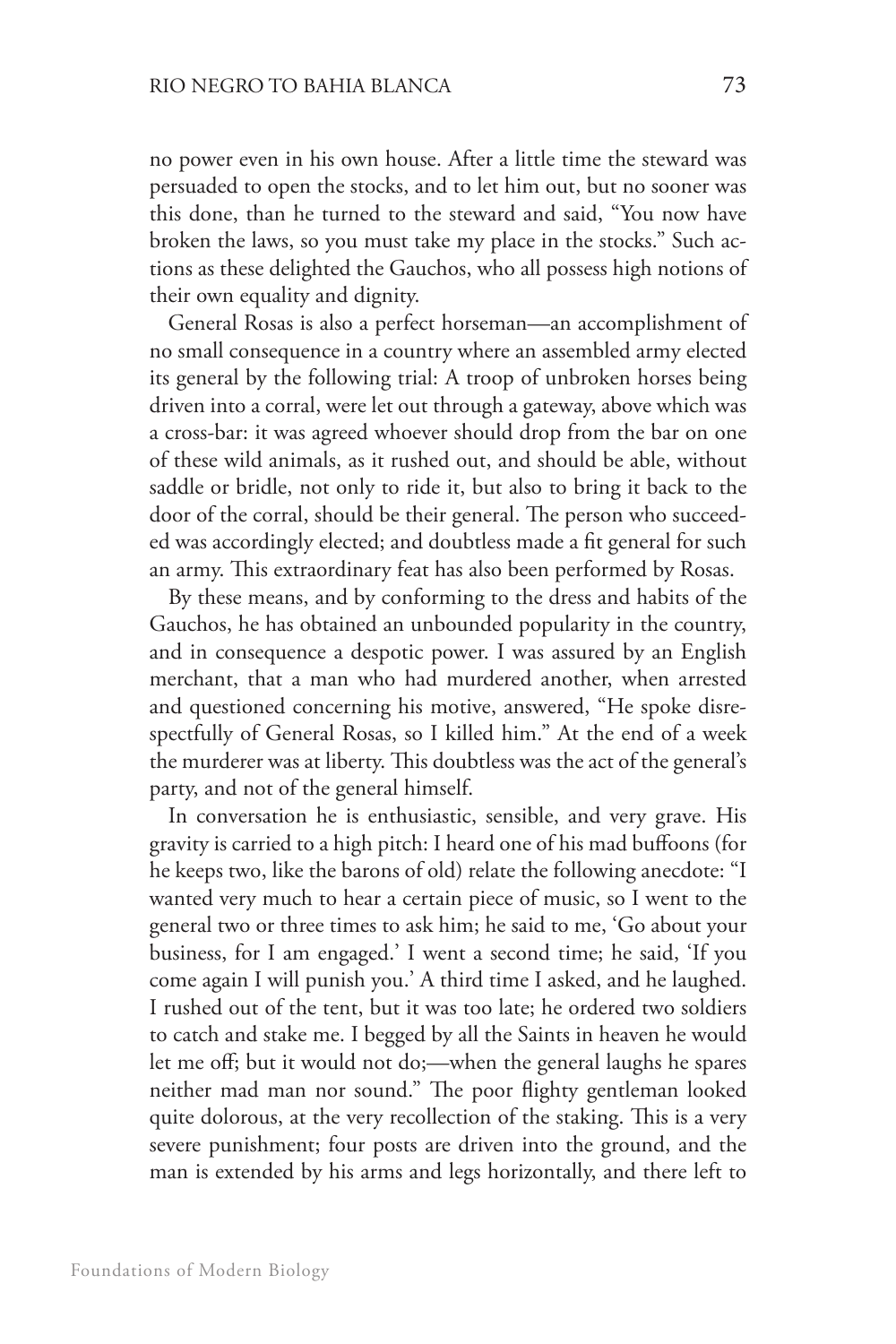no power even in his own house. After a little time the steward was persuaded to open the stocks, and to let him out, but no sooner was this done, than he turned to the steward and said, "You now have broken the laws, so you must take my place in the stocks." Such actions as these delighted the Gauchos, who all possess high notions of their own equality and dignity.

General Rosas is also a perfect horseman—an accomplishment of no small consequence in a country where an assembled army elected its general by the following trial: A troop of unbroken horses being driven into a corral, were let out through a gateway, above which was a cross-bar: it was agreed whoever should drop from the bar on one of these wild animals, as it rushed out, and should be able, without saddle or bridle, not only to ride it, but also to bring it back to the door of the corral, should be their general. The person who succeeded was accordingly elected; and doubtless made a fit general for such an army. This extraordinary feat has also been performed by Rosas.

By these means, and by conforming to the dress and habits of the Gauchos, he has obtained an unbounded popularity in the country, and in consequence a despotic power. I was assured by an English merchant, that a man who had murdered another, when arrested and questioned concerning his motive, answered, "He spoke disrespectfully of General Rosas, so I killed him." At the end of a week the murderer was at liberty. This doubtless was the act of the general's party, and not of the general himself.

In conversation he is enthusiastic, sensible, and very grave. His gravity is carried to a high pitch: I heard one of his mad buffoons (for he keeps two, like the barons of old) relate the following anecdote: "I wanted very much to hear a certain piece of music, so I went to the general two or three times to ask him; he said to me, 'Go about your business, for I am engaged.' I went a second time; he said, 'If you come again I will punish you.' A third time I asked, and he laughed. I rushed out of the tent, but it was too late; he ordered two soldiers to catch and stake me. I begged by all the Saints in heaven he would let me off; but it would not do;—when the general laughs he spares neither mad man nor sound." The poor flighty gentleman looked quite dolorous, at the very recollection of the staking. This is a very severe punishment; four posts are driven into the ground, and the man is extended by his arms and legs horizontally, and there left to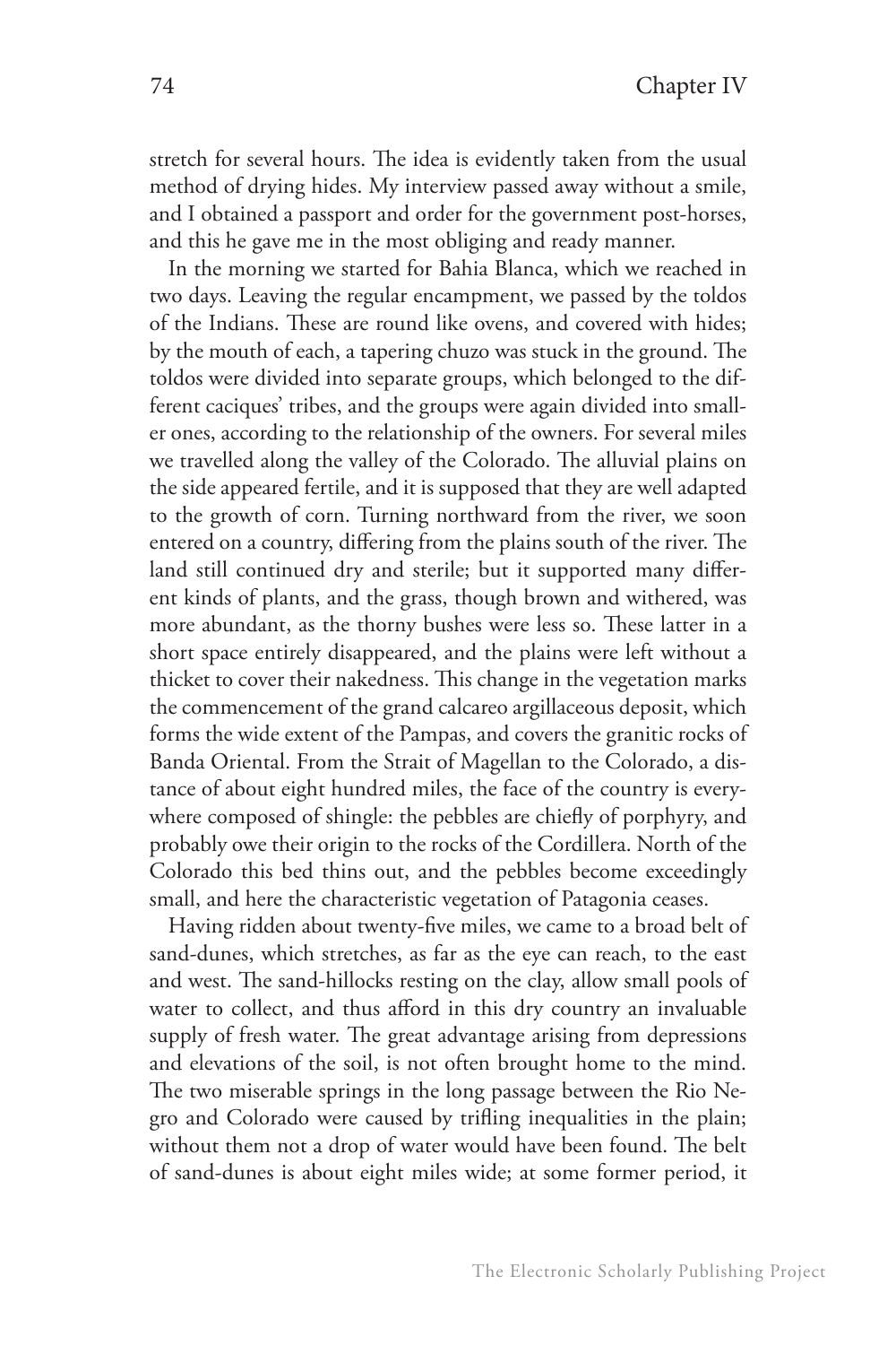stretch for several hours. The idea is evidently taken from the usual method of drying hides. My interview passed away without a smile, and I obtained a passport and order for the government post-horses, and this he gave me in the most obliging and ready manner.

In the morning we started for Bahia Blanca, which we reached in two days. Leaving the regular encampment, we passed by the toldos of the Indians. These are round like ovens, and covered with hides; by the mouth of each, a tapering chuzo was stuck in the ground. The toldos were divided into separate groups, which belonged to the different caciques' tribes, and the groups were again divided into smaller ones, according to the relationship of the owners. For several miles we travelled along the valley of the Colorado. The alluvial plains on the side appeared fertile, and it is supposed that they are well adapted to the growth of corn. Turning northward from the river, we soon entered on a country, differing from the plains south of the river. The land still continued dry and sterile; but it supported many different kinds of plants, and the grass, though brown and withered, was more abundant, as the thorny bushes were less so. These latter in a short space entirely disappeared, and the plains were left without a thicket to cover their nakedness. This change in the vegetation marks the commencement of the grand calcareo argillaceous deposit, which forms the wide extent of the Pampas, and covers the granitic rocks of Banda Oriental. From the Strait of Magellan to the Colorado, a distance of about eight hundred miles, the face of the country is everywhere composed of shingle: the pebbles are chiefly of porphyry, and probably owe their origin to the rocks of the Cordillera. North of the Colorado this bed thins out, and the pebbles become exceedingly small, and here the characteristic vegetation of Patagonia ceases.

Having ridden about twenty-five miles, we came to a broad belt of sand-dunes, which stretches, as far as the eye can reach, to the east and west. The sand-hillocks resting on the clay, allow small pools of water to collect, and thus afford in this dry country an invaluable supply of fresh water. The great advantage arising from depressions and elevations of the soil, is not often brought home to the mind. The two miserable springs in the long passage between the Rio Negro and Colorado were caused by trifling inequalities in the plain; without them not a drop of water would have been found. The belt of sand-dunes is about eight miles wide; at some former period, it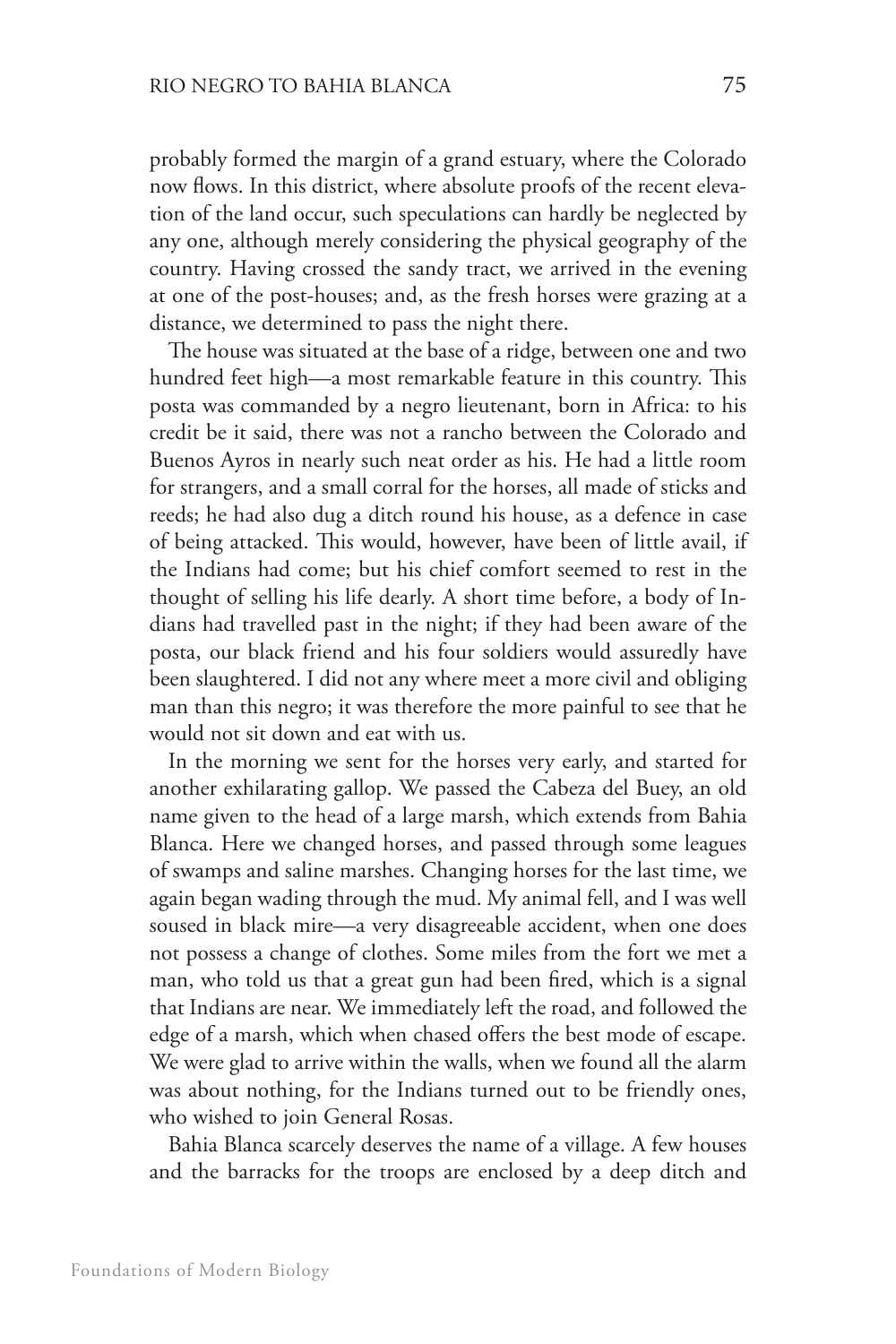probably formed the margin of a grand estuary, where the Colorado now flows. In this district, where absolute proofs of the recent elevation of the land occur, such speculations can hardly be neglected by any one, although merely considering the physical geography of the country. Having crossed the sandy tract, we arrived in the evening at one of the post-houses; and, as the fresh horses were grazing at a distance, we determined to pass the night there.

The house was situated at the base of a ridge, between one and two hundred feet high—a most remarkable feature in this country. This posta was commanded by a negro lieutenant, born in Africa: to his credit be it said, there was not a rancho between the Colorado and Buenos Ayros in nearly such neat order as his. He had a little room for strangers, and a small corral for the horses, all made of sticks and reeds; he had also dug a ditch round his house, as a defence in case of being attacked. This would, however, have been of little avail, if the Indians had come; but his chief comfort seemed to rest in the thought of selling his life dearly. A short time before, a body of Indians had travelled past in the night; if they had been aware of the posta, our black friend and his four soldiers would assuredly have been slaughtered. I did not any where meet a more civil and obliging man than this negro; it was therefore the more painful to see that he would not sit down and eat with us.

In the morning we sent for the horses very early, and started for another exhilarating gallop. We passed the Cabeza del Buey, an old name given to the head of a large marsh, which extends from Bahia Blanca. Here we changed horses, and passed through some leagues of swamps and saline marshes. Changing horses for the last time, we again began wading through the mud. My animal fell, and I was well soused in black mire—a very disagreeable accident, when one does not possess a change of clothes. Some miles from the fort we met a man, who told us that a great gun had been fired, which is a signal that Indians are near. We immediately left the road, and followed the edge of a marsh, which when chased offers the best mode of escape. We were glad to arrive within the walls, when we found all the alarm was about nothing, for the Indians turned out to be friendly ones, who wished to join General Rosas.

Bahia Blanca scarcely deserves the name of a village. A few houses and the barracks for the troops are enclosed by a deep ditch and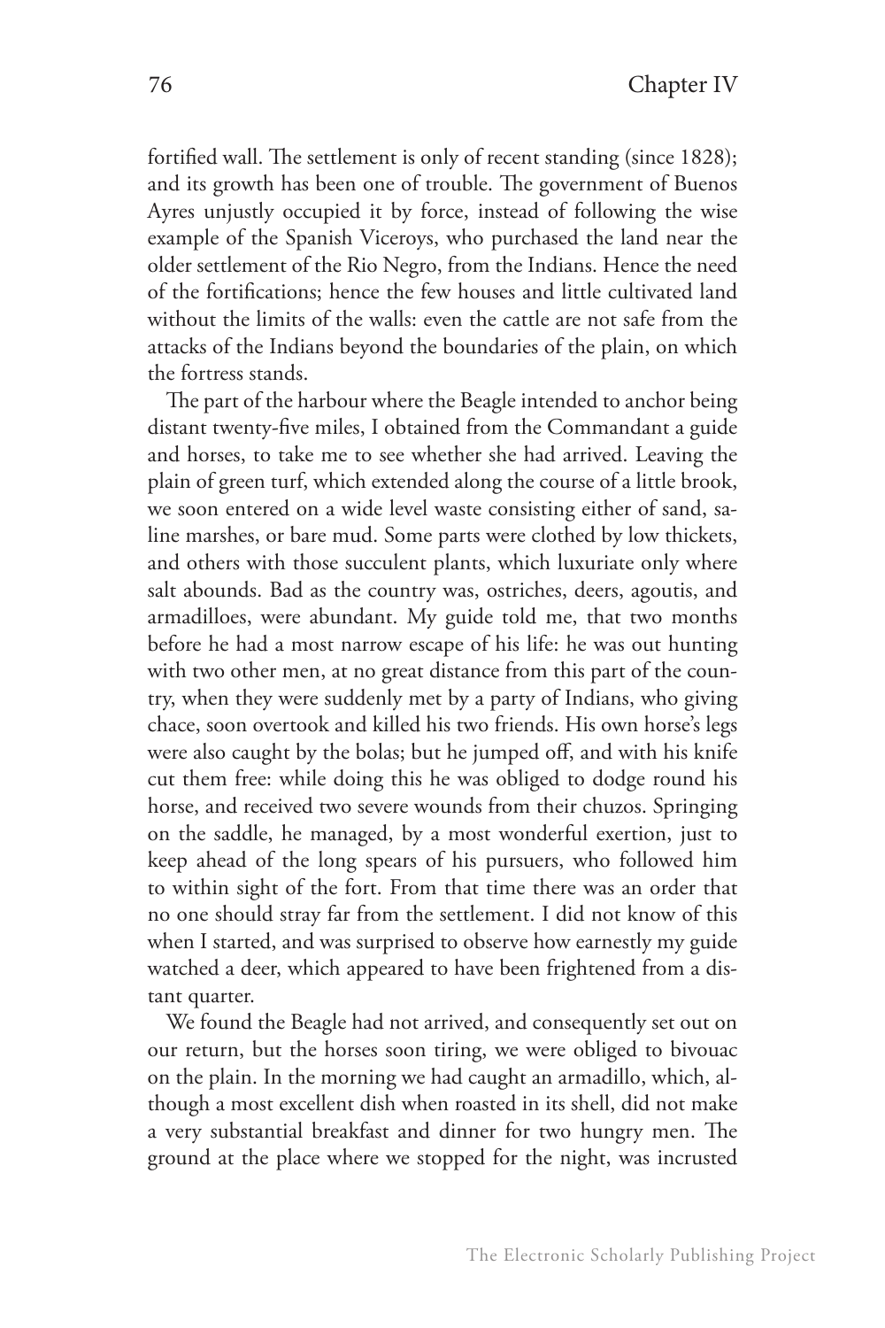fortified wall. The settlement is only of recent standing (since 1828); and its growth has been one of trouble. The government of Buenos Ayres unjustly occupied it by force, instead of following the wise example of the Spanish Viceroys, who purchased the land near the older settlement of the Rio Negro, from the Indians. Hence the need of the fortifications; hence the few houses and little cultivated land without the limits of the walls: even the cattle are not safe from the attacks of the Indians beyond the boundaries of the plain, on which the fortress stands.

The part of the harbour where the Beagle intended to anchor being distant twenty-five miles, I obtained from the Commandant a guide and horses, to take me to see whether she had arrived. Leaving the plain of green turf, which extended along the course of a little brook, we soon entered on a wide level waste consisting either of sand, saline marshes, or bare mud. Some parts were clothed by low thickets, and others with those succulent plants, which luxuriate only where salt abounds. Bad as the country was, ostriches, deers, agoutis, and armadilloes, were abundant. My guide told me, that two months before he had a most narrow escape of his life: he was out hunting with two other men, at no great distance from this part of the country, when they were suddenly met by a party of Indians, who giving chace, soon overtook and killed his two friends. His own horse's legs were also caught by the bolas; but he jumped off, and with his knife cut them free: while doing this he was obliged to dodge round his horse, and received two severe wounds from their chuzos. Springing on the saddle, he managed, by a most wonderful exertion, just to keep ahead of the long spears of his pursuers, who followed him to within sight of the fort. From that time there was an order that no one should stray far from the settlement. I did not know of this when I started, and was surprised to observe how earnestly my guide watched a deer, which appeared to have been frightened from a distant quarter.

We found the Beagle had not arrived, and consequently set out on our return, but the horses soon tiring, we were obliged to bivouac on the plain. In the morning we had caught an armadillo, which, although a most excellent dish when roasted in its shell, did not make a very substantial breakfast and dinner for two hungry men. The ground at the place where we stopped for the night, was incrusted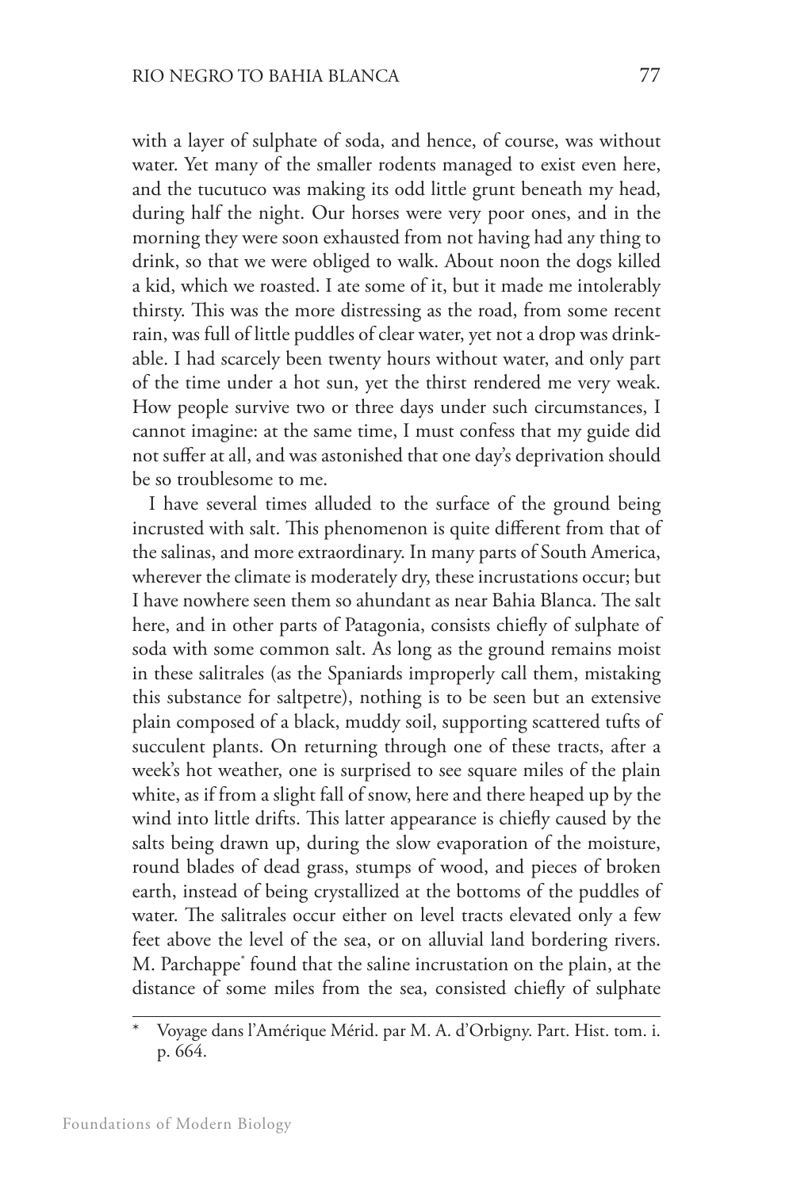with a layer of sulphate of soda, and hence, of course, was without water. Yet many of the smaller rodents managed to exist even here, and the tucutuco was making its odd little grunt beneath my head, during half the night. Our horses were very poor ones, and in the morning they were soon exhausted from not having had any thing to drink, so that we were obliged to walk. About noon the dogs killed a kid, which we roasted. I ate some of it, but it made me intolerably thirsty. This was the more distressing as the road, from some recent rain, was full of little puddles of clear water, yet not a drop was drinkable. I had scarcely been twenty hours without water, and only part of the time under a hot sun, yet the thirst rendered me very weak. How people survive two or three days under such circumstances, I cannot imagine: at the same time, I must confess that my guide did not suffer at all, and was astonished that one day's deprivation should be so troublesome to me.

I have several times alluded to the surface of the ground being incrusted with salt. This phenomenon is quite different from that of the salinas, and more extraordinary. In many parts of South America, wherever the climate is moderately dry, these incrustations occur; but I have nowhere seen them so ahundant as near Bahia Blanca. The salt here, and in other parts of Patagonia, consists chiefly of sulphate of soda with some common salt. As long as the ground remains moist in these salitrales (as the Spaniards improperly call them, mistaking this substance for saltpetre), nothing is to be seen but an extensive plain composed of a black, muddy soil, supporting scattered tufts of succulent plants. On returning through one of these tracts, after a week's hot weather, one is surprised to see square miles of the plain white, as if from a slight fall of snow, here and there heaped up by the wind into little drifts. This latter appearance is chiefly caused by the salts being drawn up, during the slow evaporation of the moisture, round blades of dead grass, stumps of wood, and pieces of broken earth, instead of being crystallized at the bottoms of the puddles of water. The salitrales occur either on level tracts elevated only a few feet above the level of the sea, or on alluvial land bordering rivers. M. Parchappe* found that the saline incrustation on the plain, at the distance of some miles from the sea, consisted chiefly of sulphate

\* Voyage dans l'Amérique Mérid. par M. A. d'Orbigny. Part. Hist. tom. i. p. 664.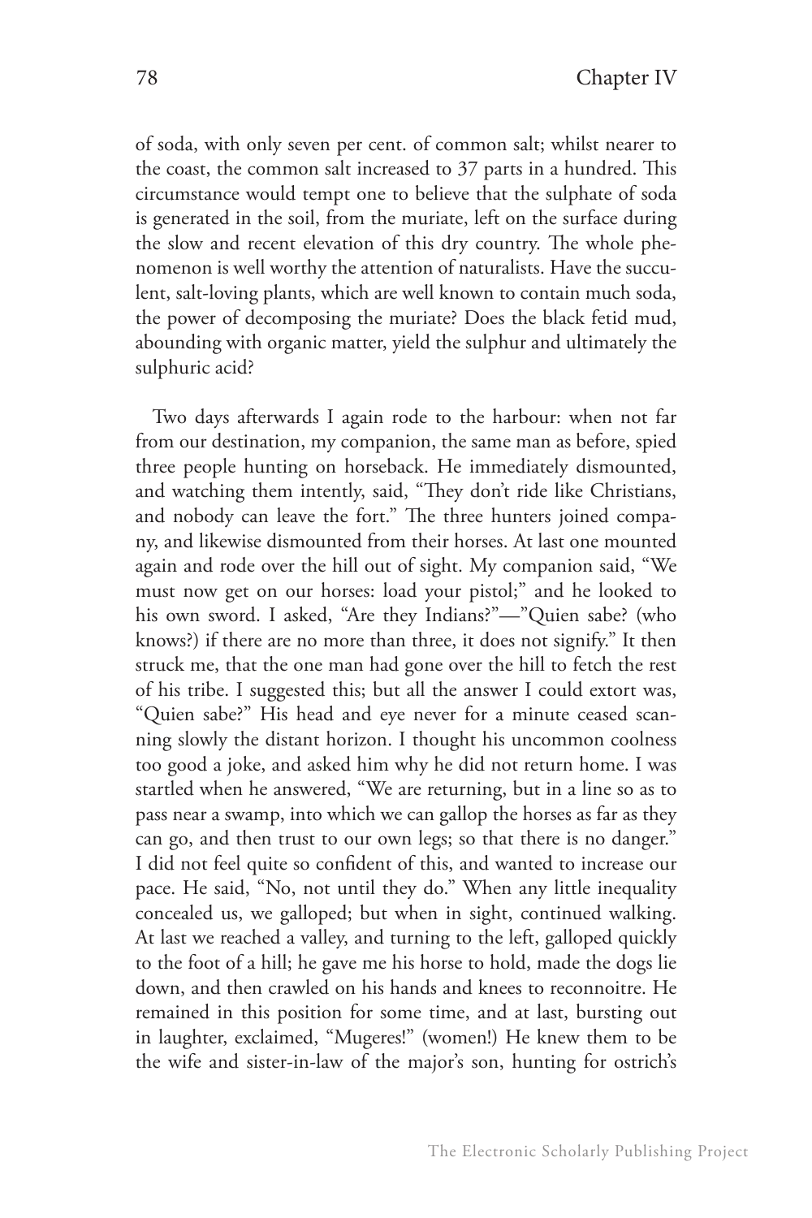of soda, with only seven per cent. of common salt; whilst nearer to the coast, the common salt increased to 37 parts in a hundred. This circumstance would tempt one to believe that the sulphate of soda is generated in the soil, from the muriate, left on the surface during the slow and recent elevation of this dry country. The whole phenomenon is well worthy the attention of naturalists. Have the succulent, salt-loving plants, which are well known to contain much soda, the power of decomposing the muriate? Does the black fetid mud, abounding with organic matter, yield the sulphur and ultimately the sulphuric acid?

Two days afterwards I again rode to the harbour: when not far from our destination, my companion, the same man as before, spied three people hunting on horseback. He immediately dismounted, and watching them intently, said, "They don't ride like Christians, and nobody can leave the fort." The three hunters joined company, and likewise dismounted from their horses. At last one mounted again and rode over the hill out of sight. My companion said, "We must now get on our horses: load your pistol;" and he looked to his own sword. I asked, "Are they Indians?"—"Quien sabe? (who knows?) if there are no more than three, it does not signify." It then struck me, that the one man had gone over the hill to fetch the rest of his tribe. I suggested this; but all the answer I could extort was, "Quien sabe?" His head and eye never for a minute ceased scanning slowly the distant horizon. I thought his uncommon coolness too good a joke, and asked him why he did not return home. I was startled when he answered, "We are returning, but in a line so as to pass near a swamp, into which we can gallop the horses as far as they can go, and then trust to our own legs; so that there is no danger." I did not feel quite so confident of this, and wanted to increase our pace. He said, "No, not until they do." When any little inequality concealed us, we galloped; but when in sight, continued walking. At last we reached a valley, and turning to the left, galloped quickly to the foot of a hill; he gave me his horse to hold, made the dogs lie down, and then crawled on his hands and knees to reconnoitre. He remained in this position for some time, and at last, bursting out in laughter, exclaimed, "Mugeres!" (women!) He knew them to be the wife and sister-in-law of the major's son, hunting for ostrich's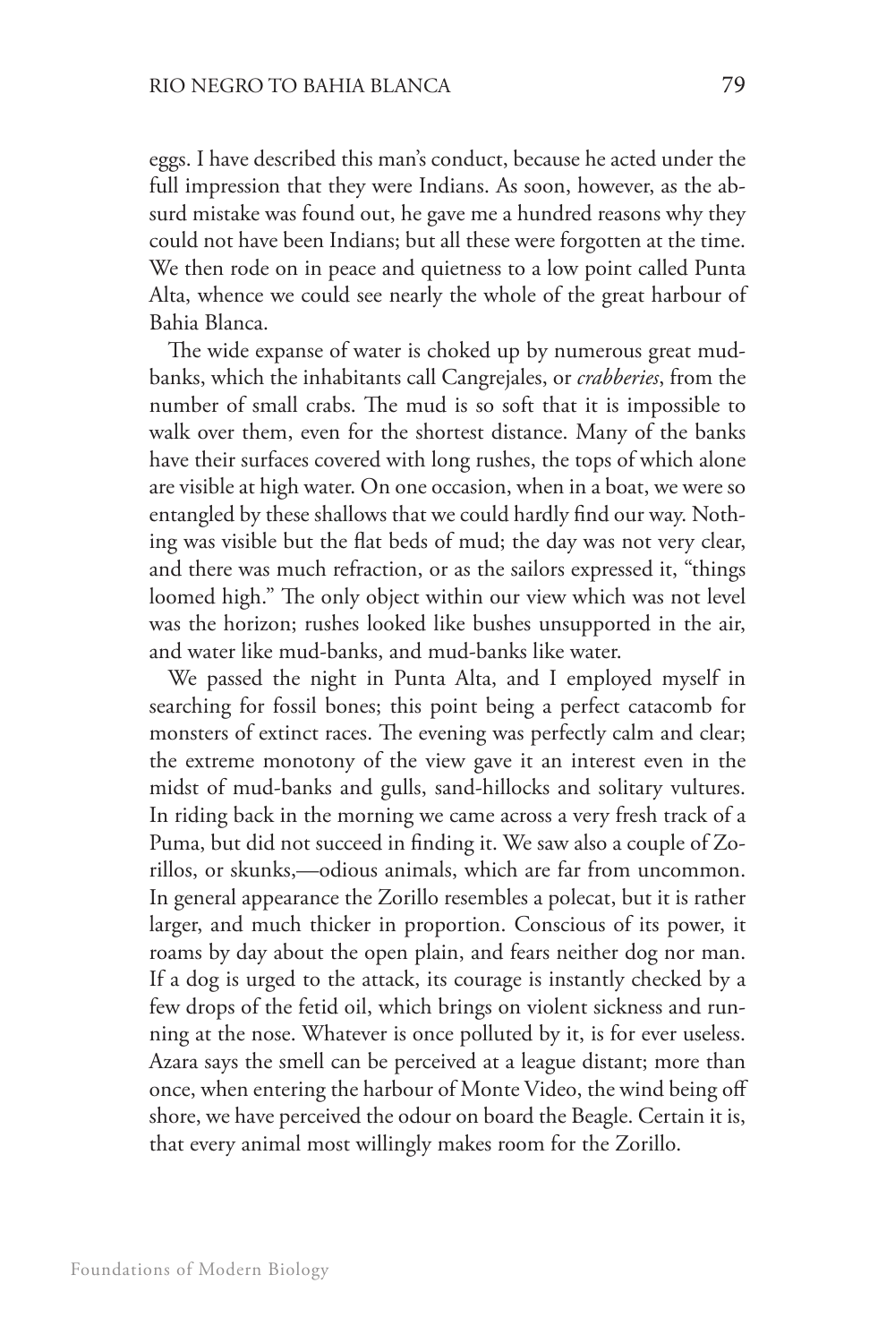eggs. I have described this man's conduct, because he acted under the full impression that they were Indians. As soon, however, as the absurd mistake was found out, he gave me a hundred reasons why they could not have been Indians; but all these were forgotten at the time. We then rode on in peace and quietness to a low point called Punta Alta, whence we could see nearly the whole of the great harbour of Bahia Blanca.

The wide expanse of water is choked up by numerous great mud-banks, which the inhabitants call Cangrejales, or *crabberies*, from the number of small crabs. The mud is so soft that it is impossible to walk over them, even for the shortest distance. Many of the banks have their surfaces covered with long rushes, the tops of which alone are visible at high water. On one occasion, when in a boat, we were so entangled by these shallows that we could hardly find our way. Nothing was visible but the flat beds of mud; the day was not very clear, and there was much refraction, or as the sailors expressed it, "things loomed high." The only object within our view which was not level was the horizon; rushes looked like bushes unsupported in the air, and water like mud-banks, and mud-banks like water.

We passed the night in Punta Alta, and I employed myself in searching for fossil bones; this point being a perfect catacomb for monsters of extinct races. The evening was perfectly calm and clear; the extreme monotony of the view gave it an interest even in the midst of mud-banks and gulls, sand-hillocks and solitary vultures. In riding back in the morning we came across a very fresh track of a Puma, but did not succeed in finding it. We saw also a couple of Zorillos, or skunks,—odious animals, which are far from uncommon. In general appearance the Zorillo resembles a polecat, but it is rather larger, and much thicker in proportion. Conscious of its power, it roams by day about the open plain, and fears neither dog nor man. If a dog is urged to the attack, its courage is instantly checked by a few drops of the fetid oil, which brings on violent sickness and running at the nose. Whatever is once polluted by it, is for ever useless. Azara says the smell can be perceived at a league distant; more than once, when entering the harbour of Monte Video, the wind being off shore, we have perceived the odour on board the Beagle. Certain it is, that every animal most willingly makes room for the Zorillo.